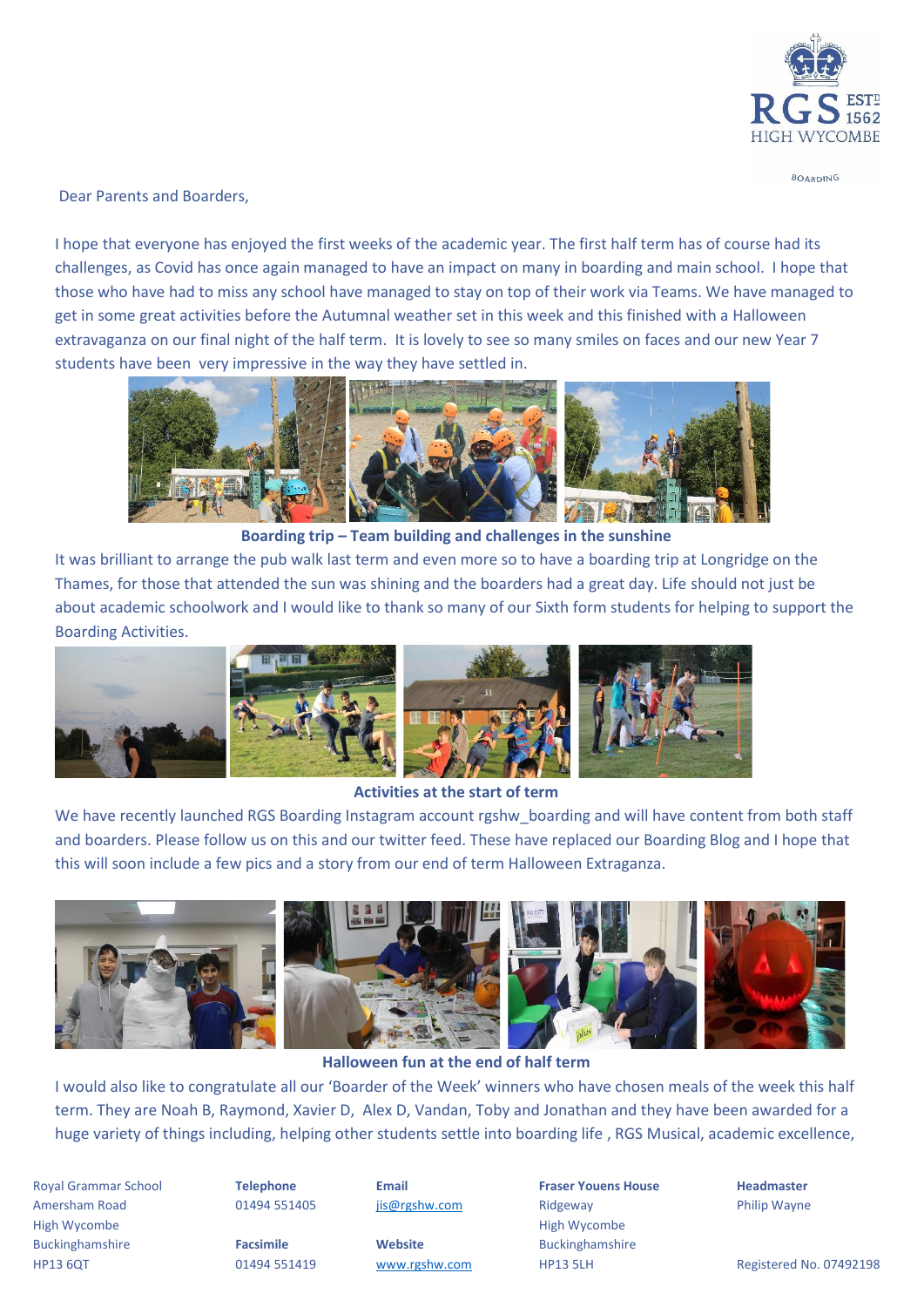Dear Parents and Boarders,

I hope that everyone has enjoyed the first weeks of the academic year. The first half term has of course had its challenges, as Covid has once again managed to have an impact on many in boarding and main school. I hope that those who have had to miss any school have managed to stay on top of their work via Teams. We have managed to get in some great activities before the Autumnal weather set in this week and this finished with a Halloween extravaganza on our final night of the half term. It is lovely to see so many smiles on faces and our new Year 7 students have been very impressive in the way they have settled in.

**Boarding trip – Team building and challenges in the sunshine**

It was brilliant to arrange the pub walk last term and even more so to have a boarding trip at Longridge on the Thames, for those that attended the sun was shining and the boarders had a great day. Life should not just be about academic schoolwork and I would like to thank so many of our Sixth form students for helping to support the Boarding Activities.

**Activities at the start of term**

We have recently launched RGS Boarding Instagram account rgshw_boarding and will have content from both staff and boarders. Please follow us on this and our twitter feed. These have replaced our Boarding Blog and I hope that this will soon include a few pics and a story from our end of term Halloween Extraganza.

**Halloween fun at the end of half term**

I would also like to congratulate all our 'Boarder of the Week' winners who have chosen meals of the week this half term. They are Noah B, Raymond, Xavier D, Alex D, Vandan, Toby and Jonathan and they have been awarded for a huge variety of things including, helping other students settle into boarding life , RGS Musical, academic excellence,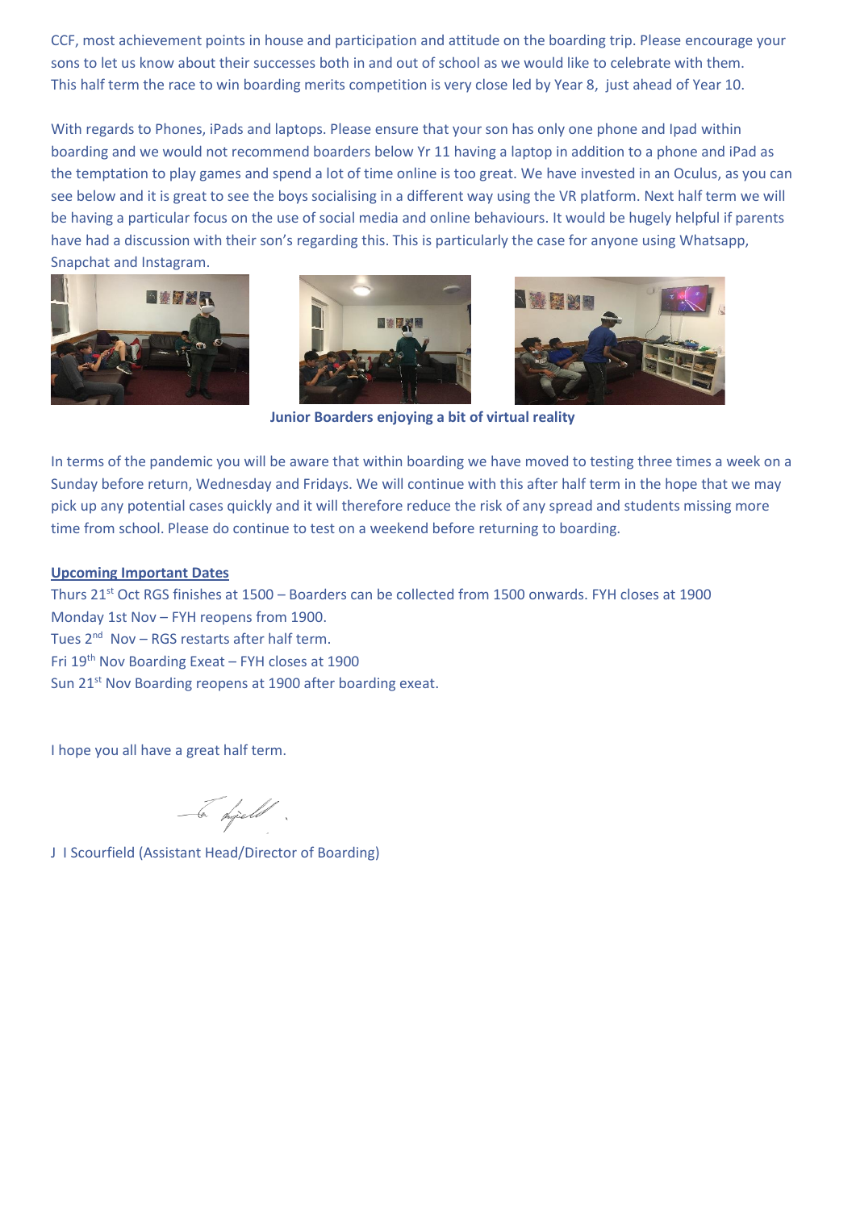CCF, most achievement points in house and participation and attitude on the boarding trip. Please encourage your sons to let us know about their successes both in and out of school as we would like to celebrate with them. This half term the race to win boarding merits competition is very close led by Year 8, just ahead of Year 10.

With regards to Phones, iPads and laptops. Please ensure that your son has only one phone and Ipad within boarding and we would not recommend boarders below Yr 11 having a laptop in addition to a phone and iPad as the temptation to play games and spend a lot of time online is too great. We have invested in an Oculus, as you can see below and it is great to see the boys socialising in a different way using the VR platform. Next half term we will be having a particular focus on the use of social media and online behaviours. It would be hugely helpful if parents have had a discussion with their son's regarding this. This is particularly the case for anyone using Whatsapp, Snapchat and Instagram.

**Junior Boarders enjoying a bit of virtual reality**

In terms of the pandemic you will be aware that within boarding we have moved to testing three times a week on a Sunday before return, Wednesday and Fridays. We will continue with this after half term in the hope that we may pick up any potential cases quickly and it will therefore reduce the risk of any spread and students missing more time from school. Please do continue to test on a weekend before returning to boarding.

**Upcoming Important Dates**

Thurs 21st Oct RGS finishes at 1500 – Boarders can be collected from 1500 onwards. FYH closes at 1900
Monday 1st Nov – FYH reopens from 1900.
Tues 2nd Nov – RGS restarts after half term.
Fri 19th Nov Boarding Exeat – FYH closes at 1900
Sun 21st Nov Boarding reopens at 1900 after boarding exeat.

I hope you all have a great half term.

J I Scourfield (Assistant Head/Director of Boarding)